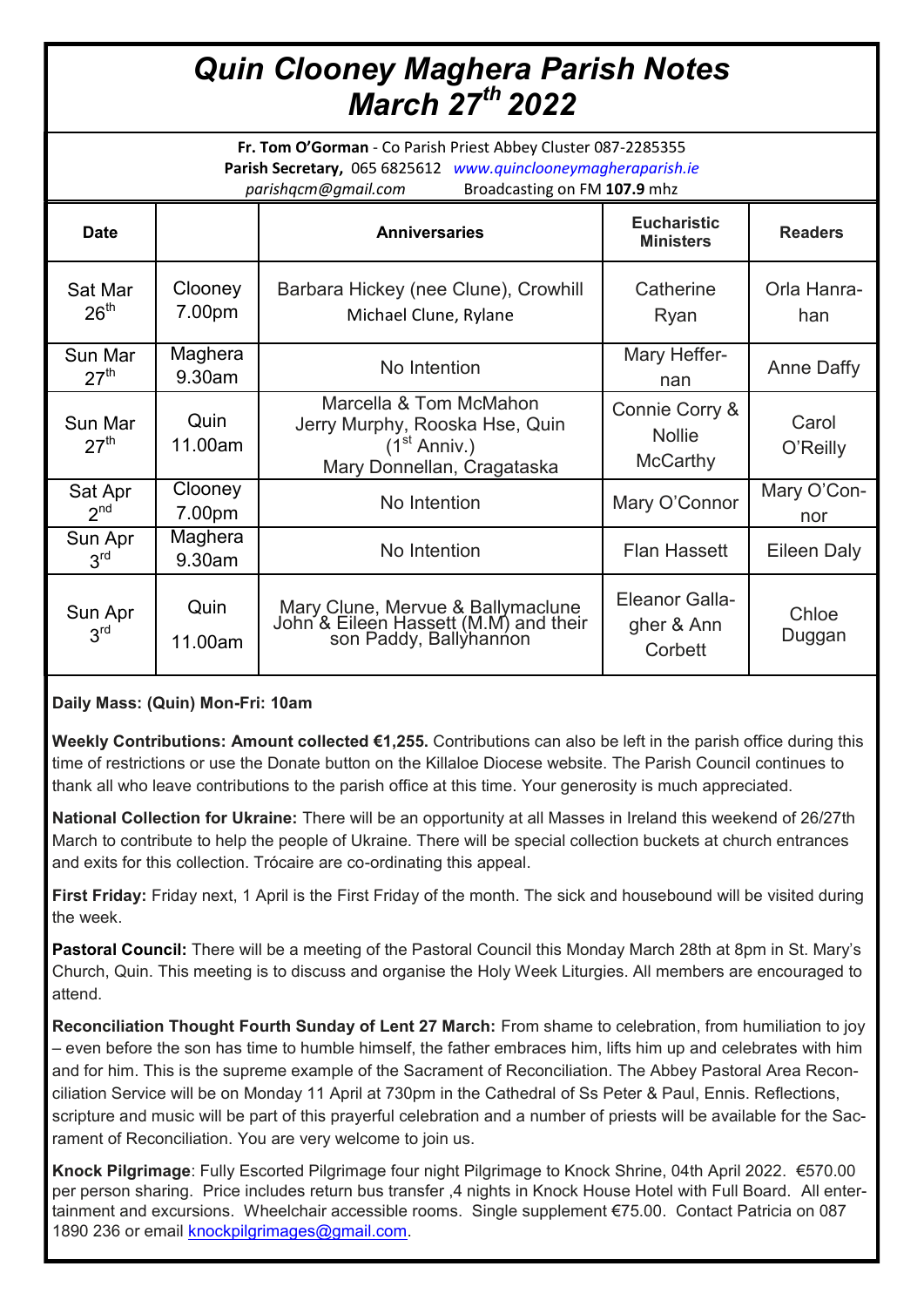# *Quin Clooney Maghera Parish Notes*
# *March 27th 2022*

**Fr. Tom O'Gorman** - Co Parish Priest Abbey Cluster 087-2285355
**Parish Secretary,** 065 6825612 *www.quinclooneymagheraparish.ie*
*parishqcm@gmail.com* Broadcasting on FM **107.9** mhz

| Date | | Anniversaries | Eucharistic Ministers | Readers |
|---|---|---|---|---|
| Sat Mar 26th | Clooney 7.00pm | Barbara Hickey (nee Clune), Crowhill<br>Michael Clune, Rylane | Catherine Ryan | Orla Hanrahan |
| Sun Mar 27th | Maghera 9.30am | No Intention | Mary Heffernan | Anne Daffy |
| Sun Mar 27th | Quin 11.00am | Marcella & Tom McMahon<br>Jerry Murphy, Rooska Hse, Quin (1st Anniv.)<br>Mary Donnellan, Cragataska | Connie Corry & Nollie McCarthy | Carol O'Reilly |
| Sat Apr 2nd | Clooney 7.00pm | No Intention | Mary O'Connor | Mary O'Connor |
| Sun Apr 3rd | Maghera 9.30am | No Intention | Flan Hassett | Eileen Daly |
| Sun Apr 3rd | Quin 11.00am | Mary Clune, Mervue & Ballymaclune<br>John & Eileen Hassett (M.M) and their son Paddy, Ballyhannon | Eleanor Gallagher & Ann Corbett | Chloe Duggan |

**Daily Mass: (Quin) Mon-Fri: 10am**

**Weekly Contributions: Amount collected €1,255.** Contributions can also be left in the parish office during this time of restrictions or use the Donate button on the Killaloe Diocese website. The Parish Council continues to thank all who leave contributions to the parish office at this time. Your generosity is much appreciated.

**National Collection for Ukraine:** There will be an opportunity at all Masses in Ireland this weekend of 26/27th March to contribute to help the people of Ukraine. There will be special collection buckets at church entrances and exits for this collection. Trócaire are co-ordinating this appeal.

**First Friday:** Friday next, 1 April is the First Friday of the month. The sick and housebound will be visited during the week.

**Pastoral Council:** There will be a meeting of the Pastoral Council this Monday March 28th at 8pm in St. Mary's Church, Quin. This meeting is to discuss and organise the Holy Week Liturgies. All members are encouraged to attend.

**Reconciliation Thought Fourth Sunday of Lent 27 March:** From shame to celebration, from humiliation to joy – even before the son has time to humble himself, the father embraces him, lifts him up and celebrates with him and for him. This is the supreme example of the Sacrament of Reconciliation. The Abbey Pastoral Area Reconciliation Service will be on Monday 11 April at 730pm in the Cathedral of Ss Peter & Paul, Ennis. Reflections, scripture and music will be part of this prayerful celebration and a number of priests will be available for the Sacrament of Reconciliation. You are very welcome to join us.

**Knock Pilgrimage**: Fully Escorted Pilgrimage four night Pilgrimage to Knock Shrine, 04th April 2022. €570.00 per person sharing. Price includes return bus transfer ,4 nights in Knock House Hotel with Full Board. All entertainment and excursions. Wheelchair accessible rooms. Single supplement €75.00. Contact Patricia on 087 1890 236 or email knockpilgrimages@gmail.com.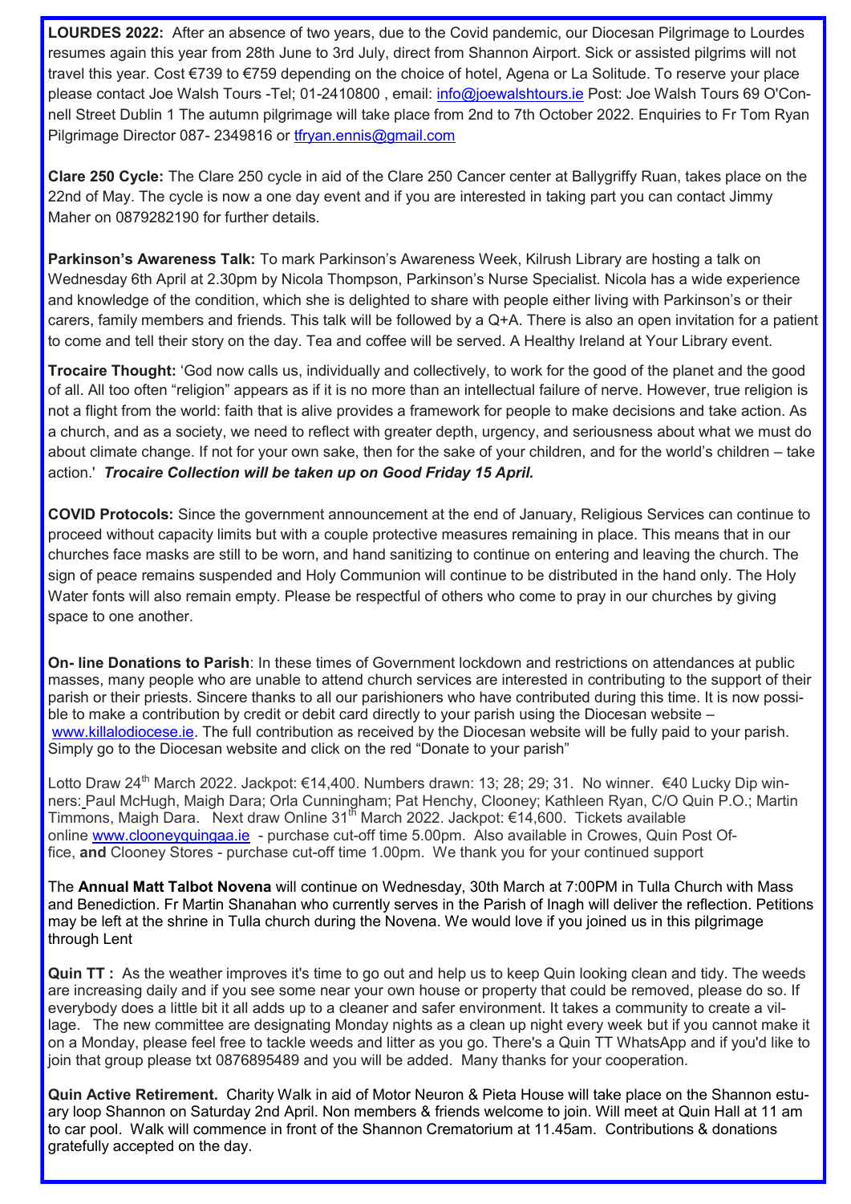**LOURDES 2022:** After an absence of two years, due to the Covid pandemic, our Diocesan Pilgrimage to Lourdes resumes again this year from 28th June to 3rd July, direct from Shannon Airport. Sick or assisted pilgrims will not travel this year. Cost €739 to €759 depending on the choice of hotel, Agena or La Solitude. To reserve your place please contact Joe Walsh Tours -Tel; 01-2410800 , email: info@joewalshtours.ie Post: Joe Walsh Tours 69 O'Connell Street Dublin 1 The autumn pilgrimage will take place from 2nd to 7th October 2022. Enquiries to Fr Tom Ryan Pilgrimage Director 087- 2349816 or tfryan.ennis@gmail.com

**Clare 250 Cycle:** The Clare 250 cycle in aid of the Clare 250 Cancer center at Ballygriffy Ruan, takes place on the 22nd of May. The cycle is now a one day event and if you are interested in taking part you can contact Jimmy Maher on 0879282190 for further details.

**Parkinson's Awareness Talk:** To mark Parkinson's Awareness Week, Kilrush Library are hosting a talk on Wednesday 6th April at 2.30pm by Nicola Thompson, Parkinson's Nurse Specialist. Nicola has a wide experience and knowledge of the condition, which she is delighted to share with people either living with Parkinson's or their carers, family members and friends. This talk will be followed by a Q+A. There is also an open invitation for a patient to come and tell their story on the day. Tea and coffee will be served. A Healthy Ireland at Your Library event.

**Trocaire Thought:** 'God now calls us, individually and collectively, to work for the good of the planet and the good of all. All too often "religion" appears as if it is no more than an intellectual failure of nerve. However, true religion is not a flight from the world: faith that is alive provides a framework for people to make decisions and take action. As a church, and as a society, we need to reflect with greater depth, urgency, and seriousness about what we must do about climate change. If not for your own sake, then for the sake of your children, and for the world's children – take action.' ***Trocaire Collection will be taken up on Good Friday 15 April.***

**COVID Protocols:** Since the government announcement at the end of January, Religious Services can continue to proceed without capacity limits but with a couple protective measures remaining in place. This means that in our churches face masks are still to be worn, and hand sanitizing to continue on entering and leaving the church. The sign of peace remains suspended and Holy Communion will continue to be distributed in the hand only. The Holy Water fonts will also remain empty. Please be respectful of others who come to pray in our churches by giving space to one another.

**On- line Donations to Parish**: In these times of Government lockdown and restrictions on attendances at public masses, many people who are unable to attend church services are interested in contributing to the support of their parish or their priests. Sincere thanks to all our parishioners who have contributed during this time. It is now possible to make a contribution by credit or debit card directly to your parish using the Diocesan website – www.killalodiocese.ie. The full contribution as received by the Diocesan website will be fully paid to your parish. Simply go to the Diocesan website and click on the red "Donate to your parish"

Lotto Draw 24th March 2022. Jackpot: €14,400. Numbers drawn: 13; 28; 29; 31. No winner. €40 Lucky Dip winners: Paul McHugh, Maigh Dara; Orla Cunningham; Pat Henchy, Clooney; Kathleen Ryan, C/O Quin P.O.; Martin Timmons, Maigh Dara. Next draw Online 31th March 2022. Jackpot: €14,600. Tickets available online www.clooneyquingaa.ie - purchase cut-off time 5.00pm. Also available in Crowes, Quin Post Office, **and** Clooney Stores - purchase cut-off time 1.00pm. We thank you for your continued support

The **Annual Matt Talbot Novena** will continue on Wednesday, 30th March at 7:00PM in Tulla Church with Mass and Benediction. Fr Martin Shanahan who currently serves in the Parish of Inagh will deliver the reflection. Petitions may be left at the shrine in Tulla church during the Novena. We would love if you joined us in this pilgrimage through Lent

**Quin TT :** As the weather improves it's time to go out and help us to keep Quin looking clean and tidy. The weeds are increasing daily and if you see some near your own house or property that could be removed, please do so. If everybody does a little bit it all adds up to a cleaner and safer environment. It takes a community to create a village. The new committee are designating Monday nights as a clean up night every week but if you cannot make it on a Monday, please feel free to tackle weeds and litter as you go. There's a Quin TT WhatsApp and if you'd like to join that group please txt 0876895489 and you will be added. Many thanks for your cooperation.

**Quin Active Retirement.** Charity Walk in aid of Motor Neuron & Pieta House will take place on the Shannon estuary loop Shannon on Saturday 2nd April. Non members & friends welcome to join. Will meet at Quin Hall at 11 am to car pool. Walk will commence in front of the Shannon Crematorium at 11.45am. Contributions & donations gratefully accepted on the day.